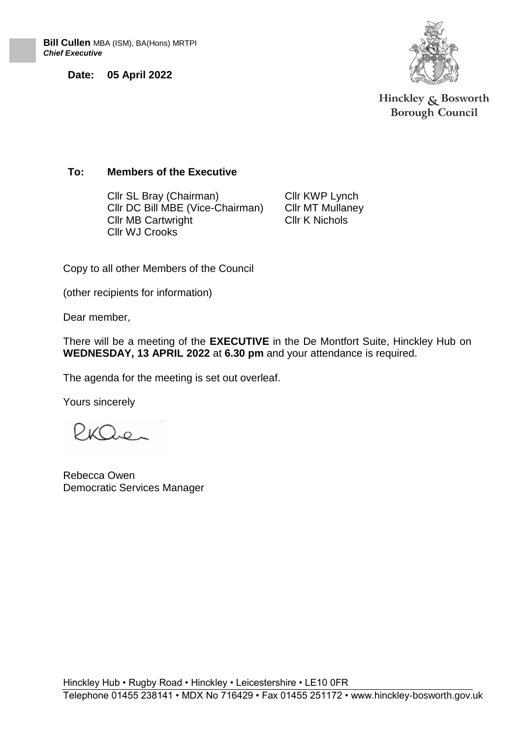**Bill Cullen** MBA (ISM), BA(Hons) MRTPI
***Chief Executive***

**Date: 05 April 2022**

Hinckley & Bosworth Borough Council

**To: Members of the Executive**

Cllr SL Bray (Chairman)
Cllr DC Bill MBE (Vice-Chairman)
Cllr MB Cartwright
Cllr WJ Crooks
Cllr KWP Lynch
Cllr MT Mullaney
Cllr K Nichols

Copy to all other Members of the Council

(other recipients for information)

Dear member,

There will be a meeting of the **EXECUTIVE** in the De Montfort Suite, Hinckley Hub on **WEDNESDAY, 13 APRIL 2022** at **6.30 pm** and your attendance is required.

The agenda for the meeting is set out overleaf.

Yours sincerely

Rebecca Owen
Democratic Services Manager

Hinckley Hub • Rugby Road • Hinckley • Leicestershire • LE10 0FR
Telephone 01455 238141 • MDX No 716429 • Fax 01455 251172 • www.hinckley-bosworth.gov.uk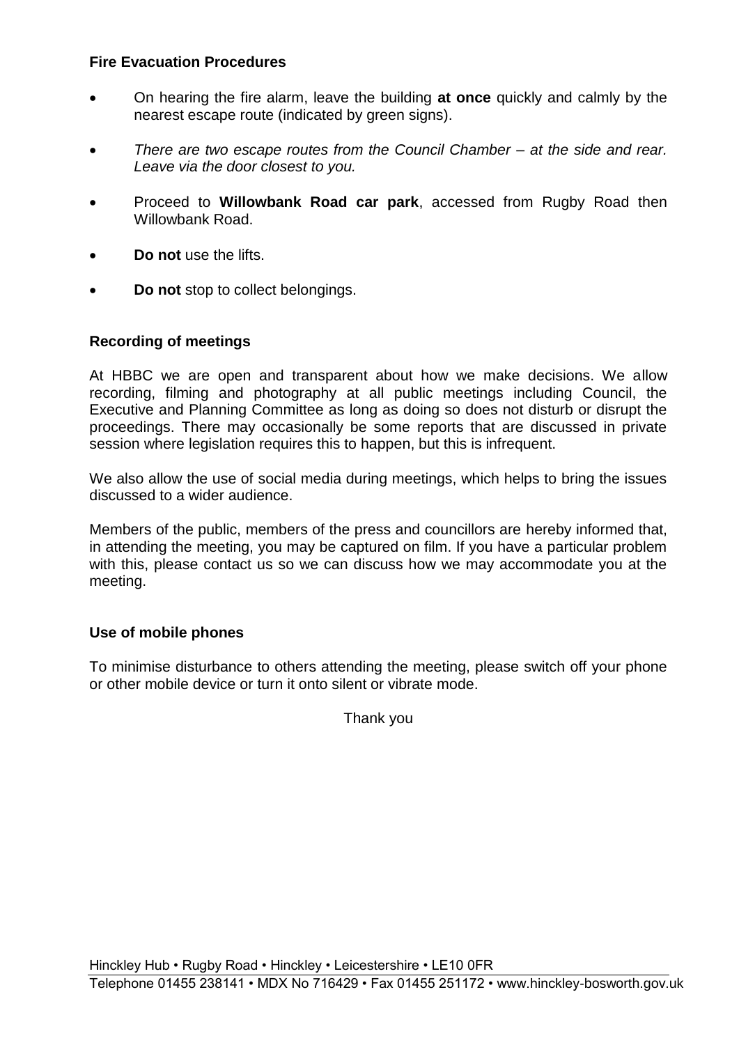## Fire Evacuation Procedures

- On hearing the fire alarm, leave the building **at once** quickly and calmly by the nearest escape route (indicated by green signs).
- *There are two escape routes from the Council Chamber – at the side and rear. Leave via the door closest to you.*
- Proceed to **Willowbank Road car park**, accessed from Rugby Road then Willowbank Road.
- **Do not** use the lifts.
- **Do not** stop to collect belongings.

## Recording of meetings

At HBBC we are open and transparent about how we make decisions. We allow recording, filming and photography at all public meetings including Council, the Executive and Planning Committee as long as doing so does not disturb or disrupt the proceedings. There may occasionally be some reports that are discussed in private session where legislation requires this to happen, but this is infrequent.

We also allow the use of social media during meetings, which helps to bring the issues discussed to a wider audience.

Members of the public, members of the press and councillors are hereby informed that, in attending the meeting, you may be captured on film. If you have a particular problem with this, please contact us so we can discuss how we may accommodate you at the meeting.

## Use of mobile phones

To minimise disturbance to others attending the meeting, please switch off your phone or other mobile device or turn it onto silent or vibrate mode.

Thank you

Hinckley Hub • Rugby Road • Hinckley • Leicestershire • LE10 0FR
Telephone 01455 238141 • MDX No 716429 • Fax 01455 251172 • www.hinckley-bosworth.gov.uk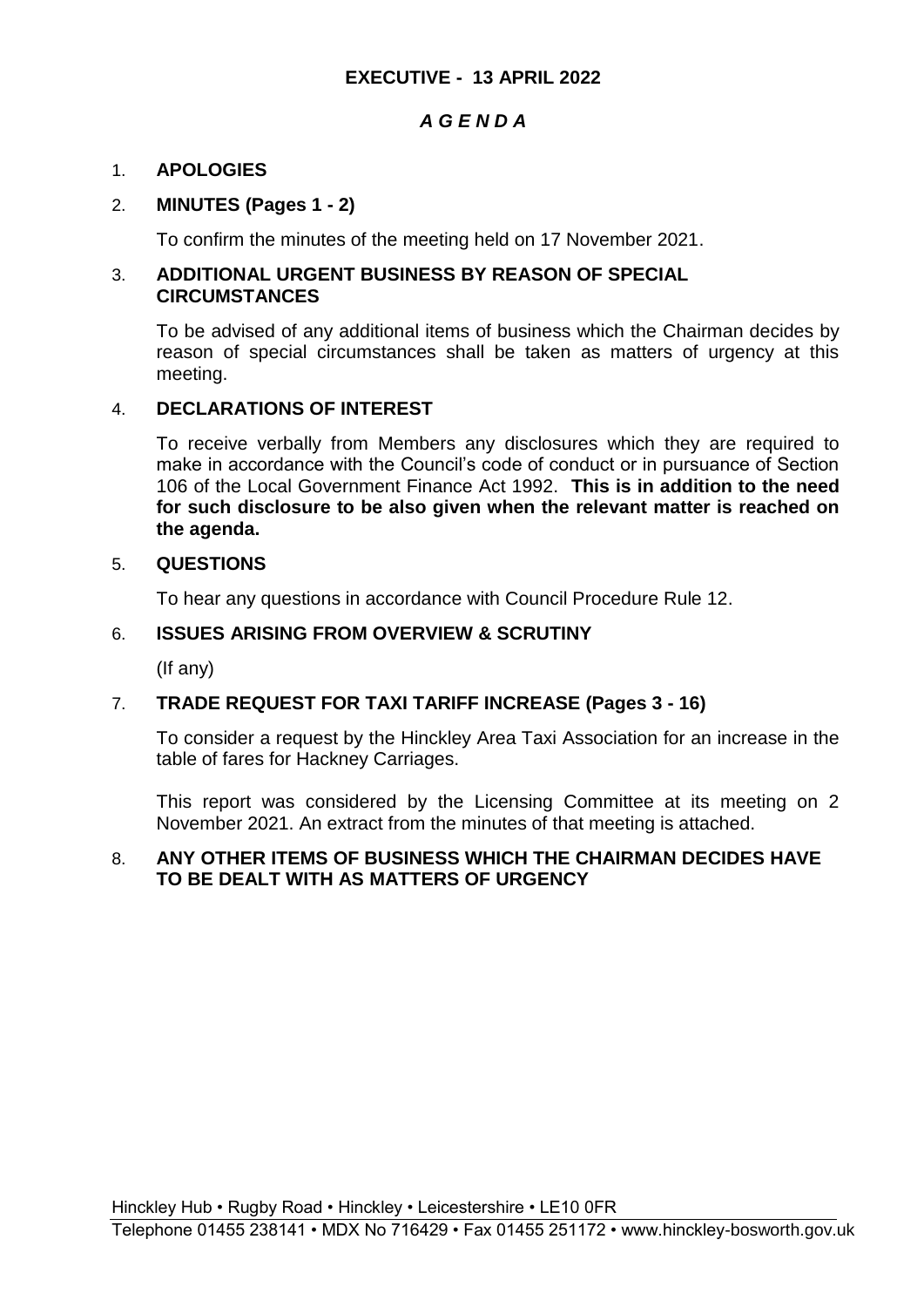**EXECUTIVE - 13 APRIL 2022**

***A G E N D A***

1. **APOLOGIES**

2. **MINUTES (Pages 1 - 2)**

   To confirm the minutes of the meeting held on 17 November 2021.

3. **ADDITIONAL URGENT BUSINESS BY REASON OF SPECIAL CIRCUMSTANCES**

   To be advised of any additional items of business which the Chairman decides by reason of special circumstances shall be taken as matters of urgency at this meeting.

4. **DECLARATIONS OF INTEREST**

   To receive verbally from Members any disclosures which they are required to make in accordance with the Council's code of conduct or in pursuance of Section 106 of the Local Government Finance Act 1992. **This is in addition to the need for such disclosure to be also given when the relevant matter is reached on the agenda.**

5. **QUESTIONS**

   To hear any questions in accordance with Council Procedure Rule 12.

6. **ISSUES ARISING FROM OVERVIEW & SCRUTINY**

   (If any)

7. **TRADE REQUEST FOR TAXI TARIFF INCREASE (Pages 3 - 16)**

   To consider a request by the Hinckley Area Taxi Association for an increase in the table of fares for Hackney Carriages.

   This report was considered by the Licensing Committee at its meeting on 2 November 2021. An extract from the minutes of that meeting is attached.

8. **ANY OTHER ITEMS OF BUSINESS WHICH THE CHAIRMAN DECIDES HAVE TO BE DEALT WITH AS MATTERS OF URGENCY**

Hinckley Hub • Rugby Road • Hinckley • Leicestershire • LE10 0FR
Telephone 01455 238141 • MDX No 716429 • Fax 01455 251172 • www.hinckley-bosworth.gov.uk